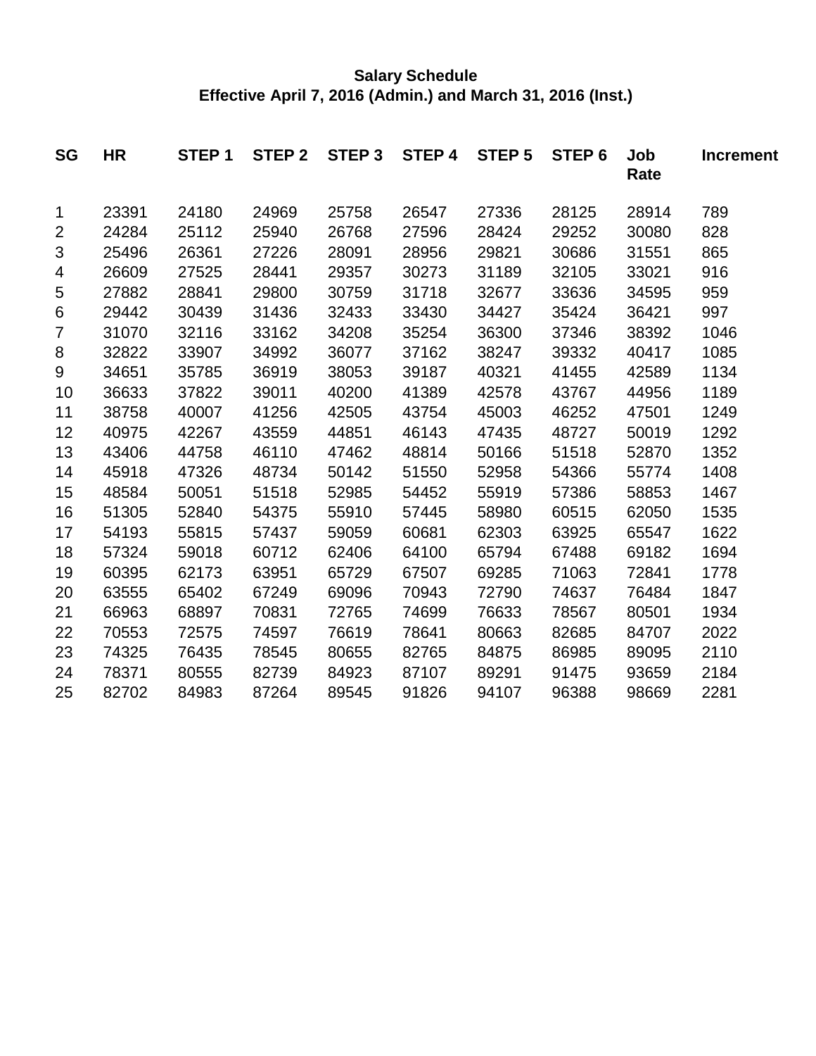**Salary Schedule**
**Effective April 7, 2016 (Admin.) and March 31, 2016 (Inst.)**

| SG | HR | STEP 1 | STEP 2 | STEP 3 | STEP 4 | STEP 5 | STEP 6 | Job Rate | Increment |
|---|---|---|---|---|---|---|---|---|---|
| 1 | 23391 | 24180 | 24969 | 25758 | 26547 | 27336 | 28125 | 28914 | 789 |
| 2 | 24284 | 25112 | 25940 | 26768 | 27596 | 28424 | 29252 | 30080 | 828 |
| 3 | 25496 | 26361 | 27226 | 28091 | 28956 | 29821 | 30686 | 31551 | 865 |
| 4 | 26609 | 27525 | 28441 | 29357 | 30273 | 31189 | 32105 | 33021 | 916 |
| 5 | 27882 | 28841 | 29800 | 30759 | 31718 | 32677 | 33636 | 34595 | 959 |
| 6 | 29442 | 30439 | 31436 | 32433 | 33430 | 34427 | 35424 | 36421 | 997 |
| 7 | 31070 | 32116 | 33162 | 34208 | 35254 | 36300 | 37346 | 38392 | 1046 |
| 8 | 32822 | 33907 | 34992 | 36077 | 37162 | 38247 | 39332 | 40417 | 1085 |
| 9 | 34651 | 35785 | 36919 | 38053 | 39187 | 40321 | 41455 | 42589 | 1134 |
| 10 | 36633 | 37822 | 39011 | 40200 | 41389 | 42578 | 43767 | 44956 | 1189 |
| 11 | 38758 | 40007 | 41256 | 42505 | 43754 | 45003 | 46252 | 47501 | 1249 |
| 12 | 40975 | 42267 | 43559 | 44851 | 46143 | 47435 | 48727 | 50019 | 1292 |
| 13 | 43406 | 44758 | 46110 | 47462 | 48814 | 50166 | 51518 | 52870 | 1352 |
| 14 | 45918 | 47326 | 48734 | 50142 | 51550 | 52958 | 54366 | 55774 | 1408 |
| 15 | 48584 | 50051 | 51518 | 52985 | 54452 | 55919 | 57386 | 58853 | 1467 |
| 16 | 51305 | 52840 | 54375 | 55910 | 57445 | 58980 | 60515 | 62050 | 1535 |
| 17 | 54193 | 55815 | 57437 | 59059 | 60681 | 62303 | 63925 | 65547 | 1622 |
| 18 | 57324 | 59018 | 60712 | 62406 | 64100 | 65794 | 67488 | 69182 | 1694 |
| 19 | 60395 | 62173 | 63951 | 65729 | 67507 | 69285 | 71063 | 72841 | 1778 |
| 20 | 63555 | 65402 | 67249 | 69096 | 70943 | 72790 | 74637 | 76484 | 1847 |
| 21 | 66963 | 68897 | 70831 | 72765 | 74699 | 76633 | 78567 | 80501 | 1934 |
| 22 | 70553 | 72575 | 74597 | 76619 | 78641 | 80663 | 82685 | 84707 | 2022 |
| 23 | 74325 | 76435 | 78545 | 80655 | 82765 | 84875 | 86985 | 89095 | 2110 |
| 24 | 78371 | 80555 | 82739 | 84923 | 87107 | 89291 | 91475 | 93659 | 2184 |
| 25 | 82702 | 84983 | 87264 | 89545 | 91826 | 94107 | 96388 | 98669 | 2281 |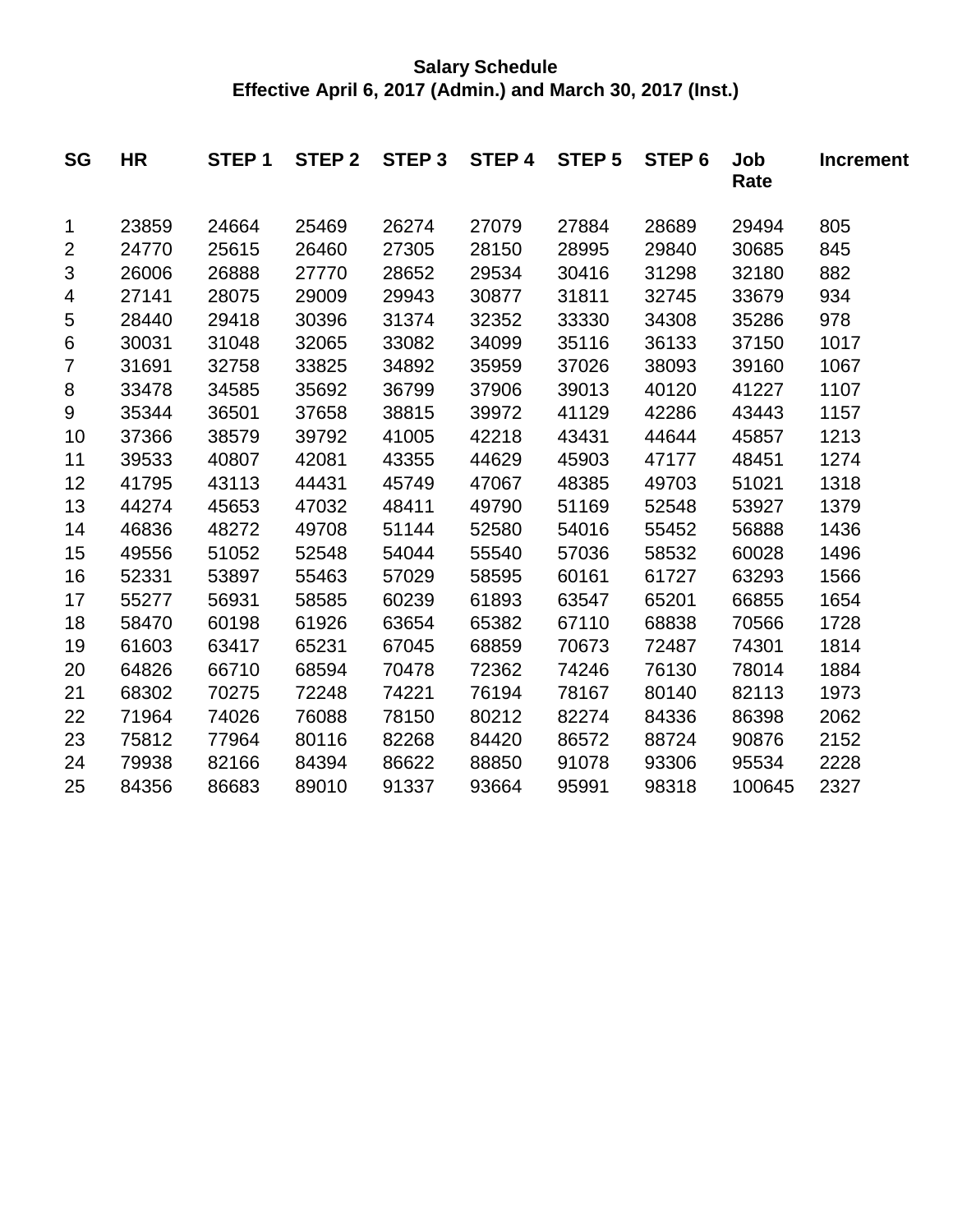**Salary Schedule**
**Effective April 6, 2017 (Admin.) and March 30, 2017 (Inst.)**

| SG | HR | STEP 1 | STEP 2 | STEP 3 | STEP 4 | STEP 5 | STEP 6 | Job Rate | Increment |
|---|---|---|---|---|---|---|---|---|---|
| 1 | 23859 | 24664 | 25469 | 26274 | 27079 | 27884 | 28689 | 29494 | 805 |
| 2 | 24770 | 25615 | 26460 | 27305 | 28150 | 28995 | 29840 | 30685 | 845 |
| 3 | 26006 | 26888 | 27770 | 28652 | 29534 | 30416 | 31298 | 32180 | 882 |
| 4 | 27141 | 28075 | 29009 | 29943 | 30877 | 31811 | 32745 | 33679 | 934 |
| 5 | 28440 | 29418 | 30396 | 31374 | 32352 | 33330 | 34308 | 35286 | 978 |
| 6 | 30031 | 31048 | 32065 | 33082 | 34099 | 35116 | 36133 | 37150 | 1017 |
| 7 | 31691 | 32758 | 33825 | 34892 | 35959 | 37026 | 38093 | 39160 | 1067 |
| 8 | 33478 | 34585 | 35692 | 36799 | 37906 | 39013 | 40120 | 41227 | 1107 |
| 9 | 35344 | 36501 | 37658 | 38815 | 39972 | 41129 | 42286 | 43443 | 1157 |
| 10 | 37366 | 38579 | 39792 | 41005 | 42218 | 43431 | 44644 | 45857 | 1213 |
| 11 | 39533 | 40807 | 42081 | 43355 | 44629 | 45903 | 47177 | 48451 | 1274 |
| 12 | 41795 | 43113 | 44431 | 45749 | 47067 | 48385 | 49703 | 51021 | 1318 |
| 13 | 44274 | 45653 | 47032 | 48411 | 49790 | 51169 | 52548 | 53927 | 1379 |
| 14 | 46836 | 48272 | 49708 | 51144 | 52580 | 54016 | 55452 | 56888 | 1436 |
| 15 | 49556 | 51052 | 52548 | 54044 | 55540 | 57036 | 58532 | 60028 | 1496 |
| 16 | 52331 | 53897 | 55463 | 57029 | 58595 | 60161 | 61727 | 63293 | 1566 |
| 17 | 55277 | 56931 | 58585 | 60239 | 61893 | 63547 | 65201 | 66855 | 1654 |
| 18 | 58470 | 60198 | 61926 | 63654 | 65382 | 67110 | 68838 | 70566 | 1728 |
| 19 | 61603 | 63417 | 65231 | 67045 | 68859 | 70673 | 72487 | 74301 | 1814 |
| 20 | 64826 | 66710 | 68594 | 70478 | 72362 | 74246 | 76130 | 78014 | 1884 |
| 21 | 68302 | 70275 | 72248 | 74221 | 76194 | 78167 | 80140 | 82113 | 1973 |
| 22 | 71964 | 74026 | 76088 | 78150 | 80212 | 82274 | 84336 | 86398 | 2062 |
| 23 | 75812 | 77964 | 80116 | 82268 | 84420 | 86572 | 88724 | 90876 | 2152 |
| 24 | 79938 | 82166 | 84394 | 86622 | 88850 | 91078 | 93306 | 95534 | 2228 |
| 25 | 84356 | 86683 | 89010 | 91337 | 93664 | 95991 | 98318 | 100645 | 2327 |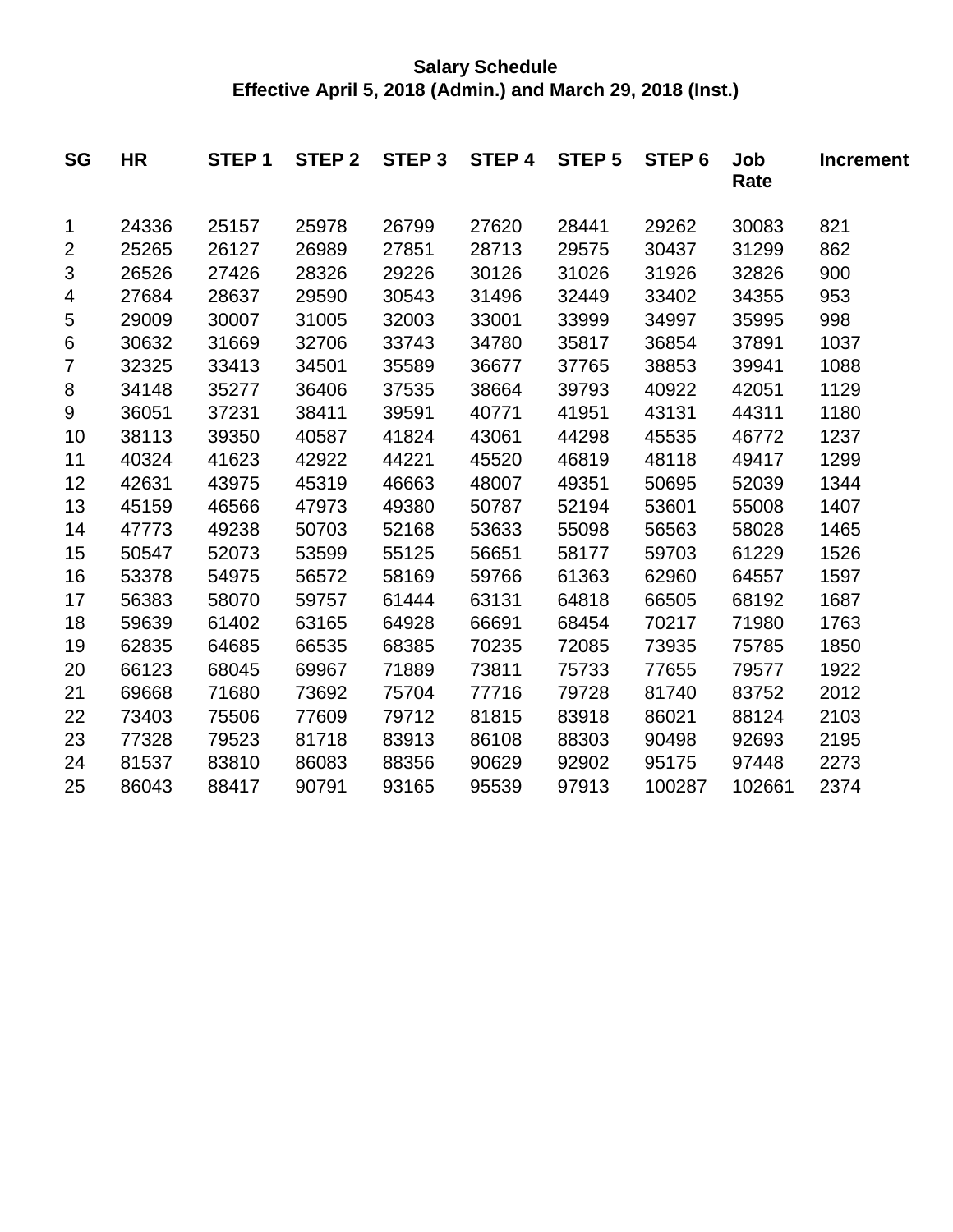**Salary Schedule**
**Effective April 5, 2018 (Admin.) and March 29, 2018 (Inst.)**

| SG | HR | STEP 1 | STEP 2 | STEP 3 | STEP 4 | STEP 5 | STEP 6 | Job Rate | Increment |
|---|---|---|---|---|---|---|---|---|---|
| 1 | 24336 | 25157 | 25978 | 26799 | 27620 | 28441 | 29262 | 30083 | 821 |
| 2 | 25265 | 26127 | 26989 | 27851 | 28713 | 29575 | 30437 | 31299 | 862 |
| 3 | 26526 | 27426 | 28326 | 29226 | 30126 | 31026 | 31926 | 32826 | 900 |
| 4 | 27684 | 28637 | 29590 | 30543 | 31496 | 32449 | 33402 | 34355 | 953 |
| 5 | 29009 | 30007 | 31005 | 32003 | 33001 | 33999 | 34997 | 35995 | 998 |
| 6 | 30632 | 31669 | 32706 | 33743 | 34780 | 35817 | 36854 | 37891 | 1037 |
| 7 | 32325 | 33413 | 34501 | 35589 | 36677 | 37765 | 38853 | 39941 | 1088 |
| 8 | 34148 | 35277 | 36406 | 37535 | 38664 | 39793 | 40922 | 42051 | 1129 |
| 9 | 36051 | 37231 | 38411 | 39591 | 40771 | 41951 | 43131 | 44311 | 1180 |
| 10 | 38113 | 39350 | 40587 | 41824 | 43061 | 44298 | 45535 | 46772 | 1237 |
| 11 | 40324 | 41623 | 42922 | 44221 | 45520 | 46819 | 48118 | 49417 | 1299 |
| 12 | 42631 | 43975 | 45319 | 46663 | 48007 | 49351 | 50695 | 52039 | 1344 |
| 13 | 45159 | 46566 | 47973 | 49380 | 50787 | 52194 | 53601 | 55008 | 1407 |
| 14 | 47773 | 49238 | 50703 | 52168 | 53633 | 55098 | 56563 | 58028 | 1465 |
| 15 | 50547 | 52073 | 53599 | 55125 | 56651 | 58177 | 59703 | 61229 | 1526 |
| 16 | 53378 | 54975 | 56572 | 58169 | 59766 | 61363 | 62960 | 64557 | 1597 |
| 17 | 56383 | 58070 | 59757 | 61444 | 63131 | 64818 | 66505 | 68192 | 1687 |
| 18 | 59639 | 61402 | 63165 | 64928 | 66691 | 68454 | 70217 | 71980 | 1763 |
| 19 | 62835 | 64685 | 66535 | 68385 | 70235 | 72085 | 73935 | 75785 | 1850 |
| 20 | 66123 | 68045 | 69967 | 71889 | 73811 | 75733 | 77655 | 79577 | 1922 |
| 21 | 69668 | 71680 | 73692 | 75704 | 77716 | 79728 | 81740 | 83752 | 2012 |
| 22 | 73403 | 75506 | 77609 | 79712 | 81815 | 83918 | 86021 | 88124 | 2103 |
| 23 | 77328 | 79523 | 81718 | 83913 | 86108 | 88303 | 90498 | 92693 | 2195 |
| 24 | 81537 | 83810 | 86083 | 88356 | 90629 | 92902 | 95175 | 97448 | 2273 |
| 25 | 86043 | 88417 | 90791 | 93165 | 95539 | 97913 | 100287 | 102661 | 2374 |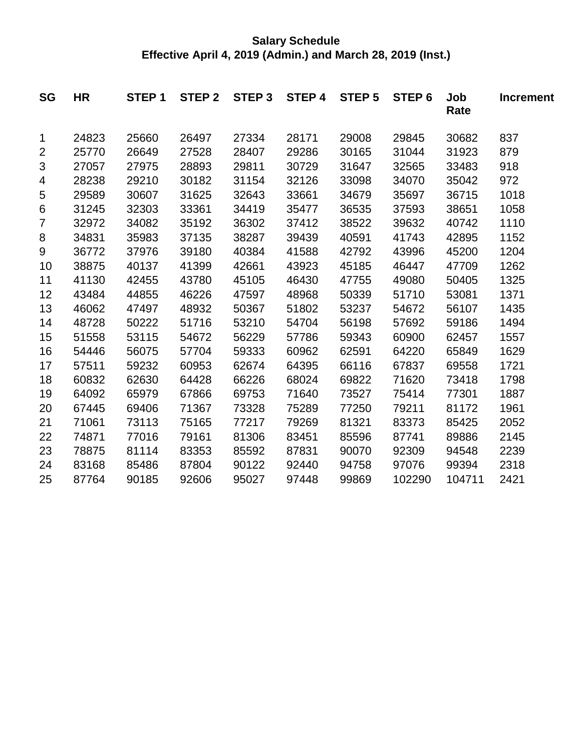**Salary Schedule**
**Effective April 4, 2019 (Admin.) and March 28, 2019 (Inst.)**

| SG | HR | STEP 1 | STEP 2 | STEP 3 | STEP 4 | STEP 5 | STEP 6 | Job Rate | Increment |
|---|---|---|---|---|---|---|---|---|---|
| 1 | 24823 | 25660 | 26497 | 27334 | 28171 | 29008 | 29845 | 30682 | 837 |
| 2 | 25770 | 26649 | 27528 | 28407 | 29286 | 30165 | 31044 | 31923 | 879 |
| 3 | 27057 | 27975 | 28893 | 29811 | 30729 | 31647 | 32565 | 33483 | 918 |
| 4 | 28238 | 29210 | 30182 | 31154 | 32126 | 33098 | 34070 | 35042 | 972 |
| 5 | 29589 | 30607 | 31625 | 32643 | 33661 | 34679 | 35697 | 36715 | 1018 |
| 6 | 31245 | 32303 | 33361 | 34419 | 35477 | 36535 | 37593 | 38651 | 1058 |
| 7 | 32972 | 34082 | 35192 | 36302 | 37412 | 38522 | 39632 | 40742 | 1110 |
| 8 | 34831 | 35983 | 37135 | 38287 | 39439 | 40591 | 41743 | 42895 | 1152 |
| 9 | 36772 | 37976 | 39180 | 40384 | 41588 | 42792 | 43996 | 45200 | 1204 |
| 10 | 38875 | 40137 | 41399 | 42661 | 43923 | 45185 | 46447 | 47709 | 1262 |
| 11 | 41130 | 42455 | 43780 | 45105 | 46430 | 47755 | 49080 | 50405 | 1325 |
| 12 | 43484 | 44855 | 46226 | 47597 | 48968 | 50339 | 51710 | 53081 | 1371 |
| 13 | 46062 | 47497 | 48932 | 50367 | 51802 | 53237 | 54672 | 56107 | 1435 |
| 14 | 48728 | 50222 | 51716 | 53210 | 54704 | 56198 | 57692 | 59186 | 1494 |
| 15 | 51558 | 53115 | 54672 | 56229 | 57786 | 59343 | 60900 | 62457 | 1557 |
| 16 | 54446 | 56075 | 57704 | 59333 | 60962 | 62591 | 64220 | 65849 | 1629 |
| 17 | 57511 | 59232 | 60953 | 62674 | 64395 | 66116 | 67837 | 69558 | 1721 |
| 18 | 60832 | 62630 | 64428 | 66226 | 68024 | 69822 | 71620 | 73418 | 1798 |
| 19 | 64092 | 65979 | 67866 | 69753 | 71640 | 73527 | 75414 | 77301 | 1887 |
| 20 | 67445 | 69406 | 71367 | 73328 | 75289 | 77250 | 79211 | 81172 | 1961 |
| 21 | 71061 | 73113 | 75165 | 77217 | 79269 | 81321 | 83373 | 85425 | 2052 |
| 22 | 74871 | 77016 | 79161 | 81306 | 83451 | 85596 | 87741 | 89886 | 2145 |
| 23 | 78875 | 81114 | 83353 | 85592 | 87831 | 90070 | 92309 | 94548 | 2239 |
| 24 | 83168 | 85486 | 87804 | 90122 | 92440 | 94758 | 97076 | 99394 | 2318 |
| 25 | 87764 | 90185 | 92606 | 95027 | 97448 | 99869 | 102290 | 104711 | 2421 |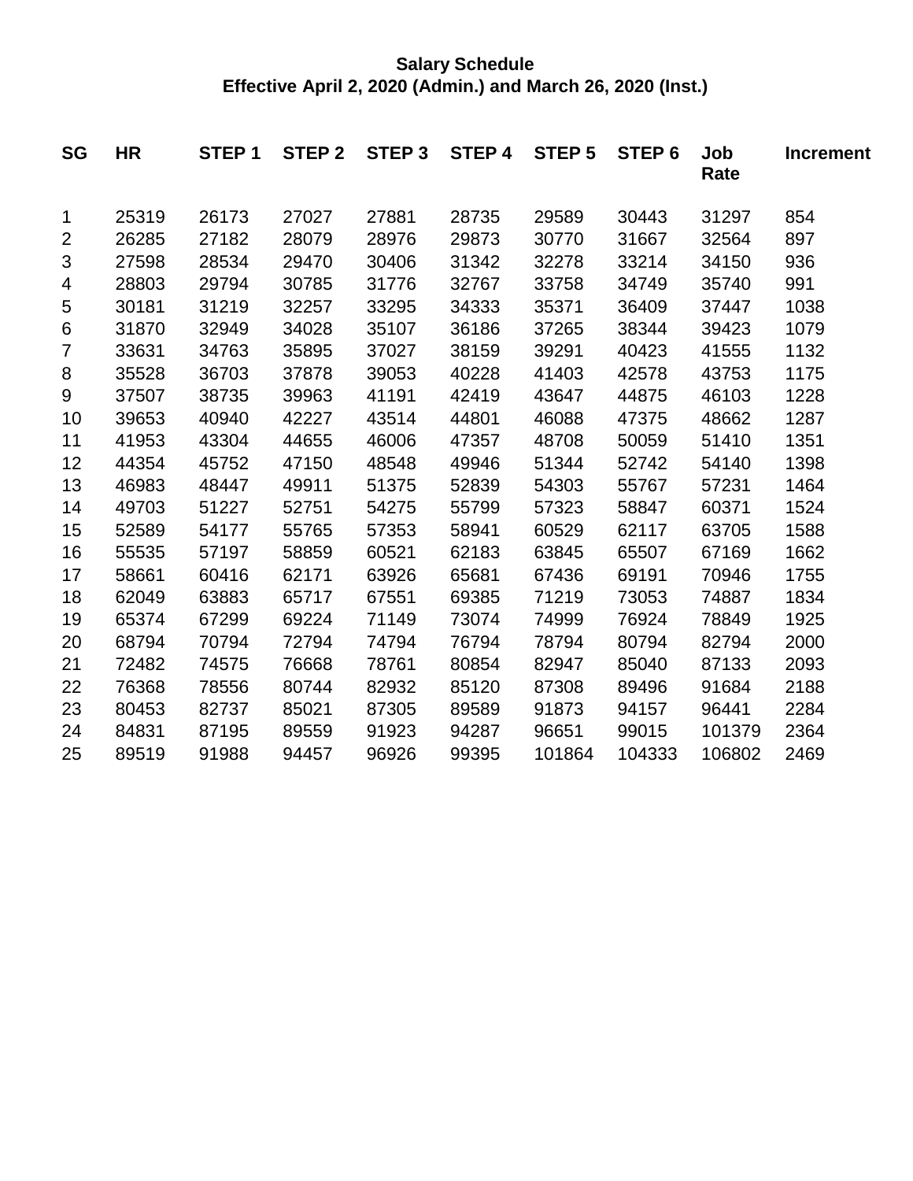**Salary Schedule**
**Effective April 2, 2020 (Admin.) and March 26, 2020 (Inst.)**

| SG | HR | STEP 1 | STEP 2 | STEP 3 | STEP 4 | STEP 5 | STEP 6 | Job Rate | Increment |
|---|---|---|---|---|---|---|---|---|---|
| 1 | 25319 | 26173 | 27027 | 27881 | 28735 | 29589 | 30443 | 31297 | 854 |
| 2 | 26285 | 27182 | 28079 | 28976 | 29873 | 30770 | 31667 | 32564 | 897 |
| 3 | 27598 | 28534 | 29470 | 30406 | 31342 | 32278 | 33214 | 34150 | 936 |
| 4 | 28803 | 29794 | 30785 | 31776 | 32767 | 33758 | 34749 | 35740 | 991 |
| 5 | 30181 | 31219 | 32257 | 33295 | 34333 | 35371 | 36409 | 37447 | 1038 |
| 6 | 31870 | 32949 | 34028 | 35107 | 36186 | 37265 | 38344 | 39423 | 1079 |
| 7 | 33631 | 34763 | 35895 | 37027 | 38159 | 39291 | 40423 | 41555 | 1132 |
| 8 | 35528 | 36703 | 37878 | 39053 | 40228 | 41403 | 42578 | 43753 | 1175 |
| 9 | 37507 | 38735 | 39963 | 41191 | 42419 | 43647 | 44875 | 46103 | 1228 |
| 10 | 39653 | 40940 | 42227 | 43514 | 44801 | 46088 | 47375 | 48662 | 1287 |
| 11 | 41953 | 43304 | 44655 | 46006 | 47357 | 48708 | 50059 | 51410 | 1351 |
| 12 | 44354 | 45752 | 47150 | 48548 | 49946 | 51344 | 52742 | 54140 | 1398 |
| 13 | 46983 | 48447 | 49911 | 51375 | 52839 | 54303 | 55767 | 57231 | 1464 |
| 14 | 49703 | 51227 | 52751 | 54275 | 55799 | 57323 | 58847 | 60371 | 1524 |
| 15 | 52589 | 54177 | 55765 | 57353 | 58941 | 60529 | 62117 | 63705 | 1588 |
| 16 | 55535 | 57197 | 58859 | 60521 | 62183 | 63845 | 65507 | 67169 | 1662 |
| 17 | 58661 | 60416 | 62171 | 63926 | 65681 | 67436 | 69191 | 70946 | 1755 |
| 18 | 62049 | 63883 | 65717 | 67551 | 69385 | 71219 | 73053 | 74887 | 1834 |
| 19 | 65374 | 67299 | 69224 | 71149 | 73074 | 74999 | 76924 | 78849 | 1925 |
| 20 | 68794 | 70794 | 72794 | 74794 | 76794 | 78794 | 80794 | 82794 | 2000 |
| 21 | 72482 | 74575 | 76668 | 78761 | 80854 | 82947 | 85040 | 87133 | 2093 |
| 22 | 76368 | 78556 | 80744 | 82932 | 85120 | 87308 | 89496 | 91684 | 2188 |
| 23 | 80453 | 82737 | 85021 | 87305 | 89589 | 91873 | 94157 | 96441 | 2284 |
| 24 | 84831 | 87195 | 89559 | 91923 | 94287 | 96651 | 99015 | 101379 | 2364 |
| 25 | 89519 | 91988 | 94457 | 96926 | 99395 | 101864 | 104333 | 106802 | 2469 |